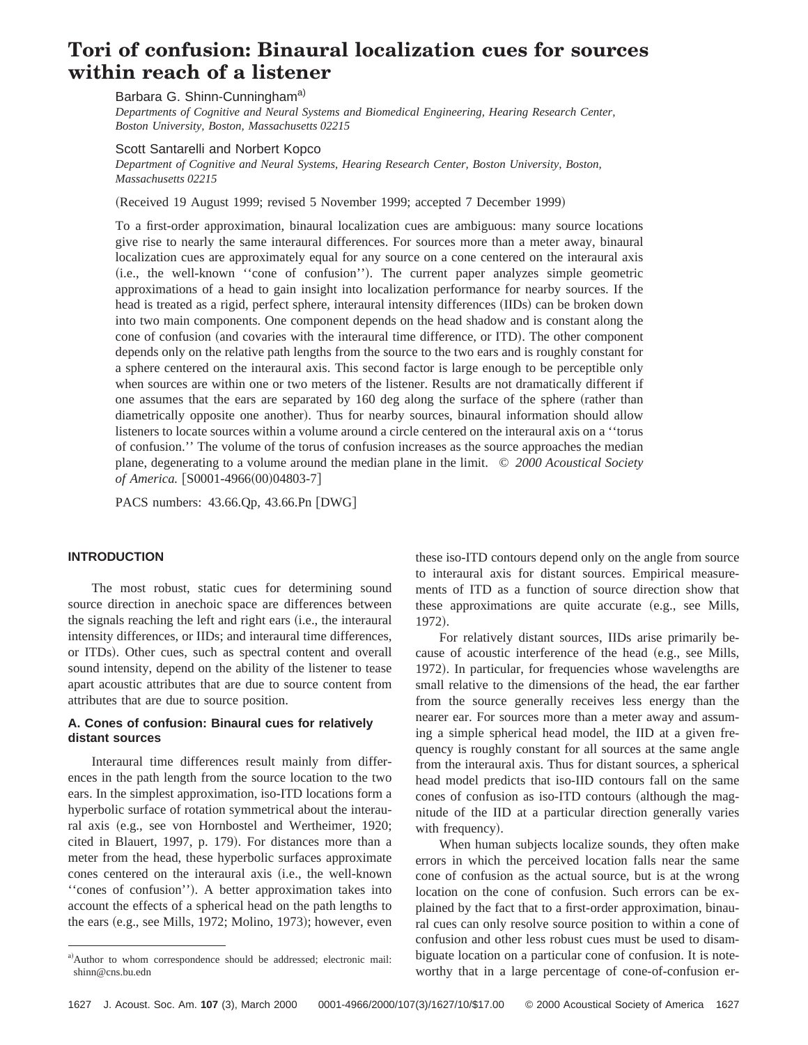# Tori of confusion: Binaural localization cues for sources within reach of a listener

Barbara G. Shinn-Cunningham[a]

*Departments of Cognitive and Neural Systems and Biomedical Engineering, Hearing Research Center, Boston University, Boston, Massachusetts 02215*

Scott Santarelli and Norbert Kopco

*Department of Cognitive and Neural Systems, Hearing Research Center, Boston University, Boston, Massachusetts 02215*

(Received 19 August 1999; revised 5 November 1999; accepted 7 December 1999)

To a first-order approximation, binaural localization cues are ambiguous: many source locations give rise to nearly the same interaural differences. For sources more than a meter away, binaural localization cues are approximately equal for any source on a cone centered on the interaural axis (i.e., the well-known ''cone of confusion''). The current paper analyzes simple geometric approximations of a head to gain insight into localization performance for nearby sources. If the head is treated as a rigid, perfect sphere, interaural intensity differences (IIDs) can be broken down into two main components. One component depends on the head shadow and is constant along the cone of confusion (and covaries with the interaural time difference, or ITD). The other component depends only on the relative path lengths from the source to the two ears and is roughly constant for a sphere centered on the interaural axis. This second factor is large enough to be perceptible only when sources are within one or two meters of the listener. Results are not dramatically different if one assumes that the ears are separated by 160 deg along the surface of the sphere (rather than diametrically opposite one another). Thus for nearby sources, binaural information should allow listeners to locate sources within a volume around a circle centered on the interaural axis on a ''torus of confusion.'' The volume of the torus of confusion increases as the source approaches the median plane, degenerating to a volume around the median plane in the limit. © *2000 Acoustical Society of America.* [S0001-4966(00)04803-7]

PACS numbers: 43.66.Qp, 43.66.Pn [DWG]

## INTRODUCTION

The most robust, static cues for determining sound source direction in anechoic space are differences between the signals reaching the left and right ears (i.e., the interaural intensity differences, or IIDs; and interaural time differences, or ITDs). Other cues, such as spectral content and overall sound intensity, depend on the ability of the listener to tease apart acoustic attributes that are due to source content from attributes that are due to source position.

### A. Cones of confusion: Binaural cues for relatively distant sources

Interaural time differences result mainly from differences in the path length from the source location to the two ears. In the simplest approximation, iso-ITD locations form a hyperbolic surface of rotation symmetrical about the interaural axis (e.g., see von Hornbostel and Wertheimer, 1920; cited in Blauert, 1997, p. 179). For distances more than a meter from the head, these hyperbolic surfaces approximate cones centered on the interaural axis (i.e., the well-known ''cones of confusion''). A better approximation takes into account the effects of a spherical head on the path lengths to the ears (e.g., see Mills, 1972; Molino, 1973); however, even these iso-ITD contours depend only on the angle from source to interaural axis for distant sources. Empirical measurements of ITD as a function of source direction show that these approximations are quite accurate (e.g., see Mills, 1972).

For relatively distant sources, IIDs arise primarily because of acoustic interference of the head (e.g., see Mills, 1972). In particular, for frequencies whose wavelengths are small relative to the dimensions of the head, the ear farther from the source generally receives less energy than the nearer ear. For sources more than a meter away and assuming a simple spherical head model, the IID at a given frequency is roughly constant for all sources at the same angle from the interaural axis. Thus for distant sources, a spherical head model predicts that iso-IID contours fall on the same cones of confusion as iso-ITD contours (although the magnitude of the IID at a particular direction generally varies with frequency).

When human subjects localize sounds, they often make errors in which the perceived location falls near the same cone of confusion as the actual source, but is at the wrong location on the cone of confusion. Such errors can be explained by the fact that to a first-order approximation, binaural cues can only resolve source position to within a cone of confusion and other less robust cues must be used to disambiguate location on a particular cone of confusion. It is noteworthy that in a large percentage of cone-of-confusion er-

[a]Author to whom correspondence should be addressed; electronic mail: shinn@cns.bu.edn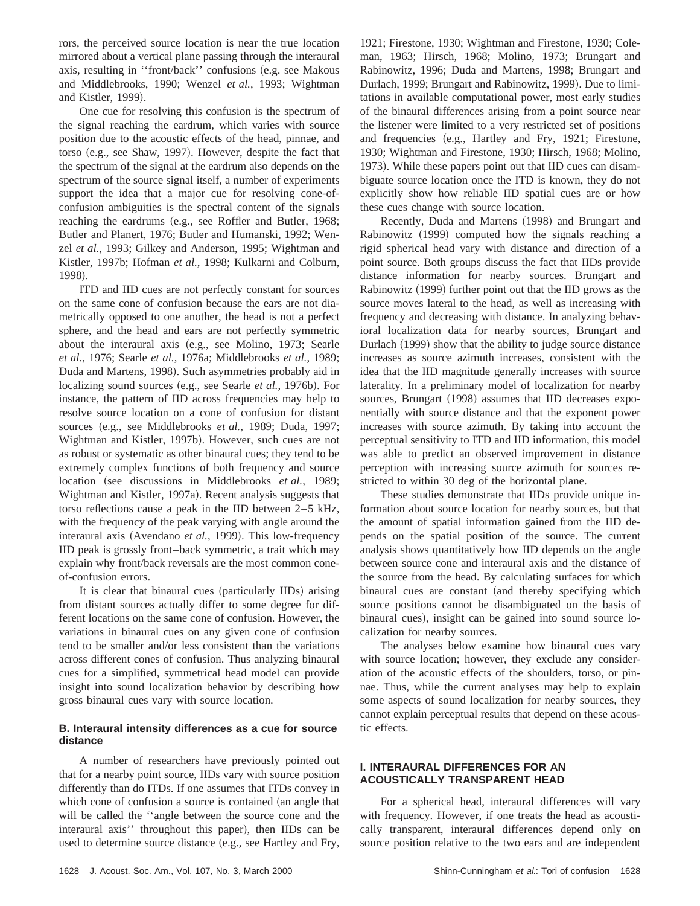rors, the perceived source location is near the true location mirrored about a vertical plane passing through the interaural axis, resulting in ''front/back'' confusions (e.g. see Makous and Middlebrooks, 1990; Wenzel *et al.*, 1993; Wightman and Kistler, 1999).

One cue for resolving this confusion is the spectrum of the signal reaching the eardrum, which varies with source position due to the acoustic effects of the head, pinnae, and torso (e.g., see Shaw, 1997). However, despite the fact that the spectrum of the signal at the eardrum also depends on the spectrum of the source signal itself, a number of experiments support the idea that a major cue for resolving cone-of-confusion ambiguities is the spectral content of the signals reaching the eardrums (e.g., see Roffler and Butler, 1968; Butler and Planert, 1976; Butler and Humanski, 1992; Wenzel *et al.*, 1993; Gilkey and Anderson, 1995; Wightman and Kistler, 1997b; Hofman *et al.*, 1998; Kulkarni and Colburn, 1998).

ITD and IID cues are not perfectly constant for sources on the same cone of confusion because the ears are not diametrically opposed to one another, the head is not a perfect sphere, and the head and ears are not perfectly symmetric about the interaural axis (e.g., see Molino, 1973; Searle *et al.*, 1976; Searle *et al.*, 1976a; Middlebrooks *et al.*, 1989; Duda and Martens, 1998). Such asymmetries probably aid in localizing sound sources (e.g., see Searle *et al.*, 1976b). For instance, the pattern of IID across frequencies may help to resolve source location on a cone of confusion for distant sources (e.g., see Middlebrooks *et al.*, 1989; Duda, 1997; Wightman and Kistler, 1997b). However, such cues are not as robust or systematic as other binaural cues; they tend to be extremely complex functions of both frequency and source location (see discussions in Middlebrooks *et al.*, 1989; Wightman and Kistler, 1997a). Recent analysis suggests that torso reflections cause a peak in the IID between 2–5 kHz, with the frequency of the peak varying with angle around the interaural axis (Avendano *et al.*, 1999). This low-frequency IID peak is grossly front–back symmetric, a trait which may explain why front/back reversals are the most common cone-of-confusion errors.

It is clear that binaural cues (particularly IIDs) arising from distant sources actually differ to some degree for different locations on the same cone of confusion. However, the variations in binaural cues on any given cone of confusion tend to be smaller and/or less consistent than the variations across different cones of confusion. Thus analyzing binaural cues for a simplified, symmetrical head model can provide insight into sound localization behavior by describing how gross binaural cues vary with source location.

### B. Interaural intensity differences as a cue for source distance

A number of researchers have previously pointed out that for a nearby point source, IIDs vary with source position differently than do ITDs. If one assumes that ITDs convey in which cone of confusion a source is contained (an angle that will be called the ''angle between the source cone and the interaural axis'' throughout this paper), then IIDs can be used to determine source distance (e.g., see Hartley and Fry, 1921; Firestone, 1930; Wightman and Firestone, 1930; Coleman, 1963; Hirsch, 1968; Molino, 1973; Brungart and Rabinowitz, 1996; Duda and Martens, 1998; Brungart and Durlach, 1999; Brungart and Rabinowitz, 1999). Due to limitations in available computational power, most early studies of the binaural differences arising from a point source near the listener were limited to a very restricted set of positions and frequencies (e.g., Hartley and Fry, 1921; Firestone, 1930; Wightman and Firestone, 1930; Hirsch, 1968; Molino, 1973). While these papers point out that IID cues can disambiguate source location once the ITD is known, they do not explicitly show how reliable IID spatial cues are or how these cues change with source location.

Recently, Duda and Martens (1998) and Brungart and Rabinowitz (1999) computed how the signals reaching a rigid spherical head vary with distance and direction of a point source. Both groups discuss the fact that IIDs provide distance information for nearby sources. Brungart and Rabinowitz (1999) further point out that the IID grows as the source moves lateral to the head, as well as increasing with frequency and decreasing with distance. In analyzing behavioral localization data for nearby sources, Brungart and Durlach (1999) show that the ability to judge source distance increases as source azimuth increases, consistent with the idea that the IID magnitude generally increases with source laterality. In a preliminary model of localization for nearby sources, Brungart (1998) assumes that IID decreases exponentially with source distance and that the exponent power increases with source azimuth. By taking into account the perceptual sensitivity to ITD and IID information, this model was able to predict an observed improvement in distance perception with increasing source azimuth for sources restricted to within 30 deg of the horizontal plane.

These studies demonstrate that IIDs provide unique information about source location for nearby sources, but that the amount of spatial information gained from the IID depends on the spatial position of the source. The current analysis shows quantitatively how IID depends on the angle between source cone and interaural axis and the distance of the source from the head. By calculating surfaces for which binaural cues are constant (and thereby specifying which source positions cannot be disambiguated on the basis of binaural cues), insight can be gained into sound source localization for nearby sources.

The analyses below examine how binaural cues vary with source location; however, they exclude any consideration of the acoustic effects of the shoulders, torso, or pinnae. Thus, while the current analyses may help to explain some aspects of sound localization for nearby sources, they cannot explain perceptual results that depend on these acoustic effects.

## I. INTERAURAL DIFFERENCES FOR AN ACOUSTICALLY TRANSPARENT HEAD

For a spherical head, interaural differences will vary with frequency. However, if one treats the head as acoustically transparent, interaural differences depend only on source position relative to the two ears and are independent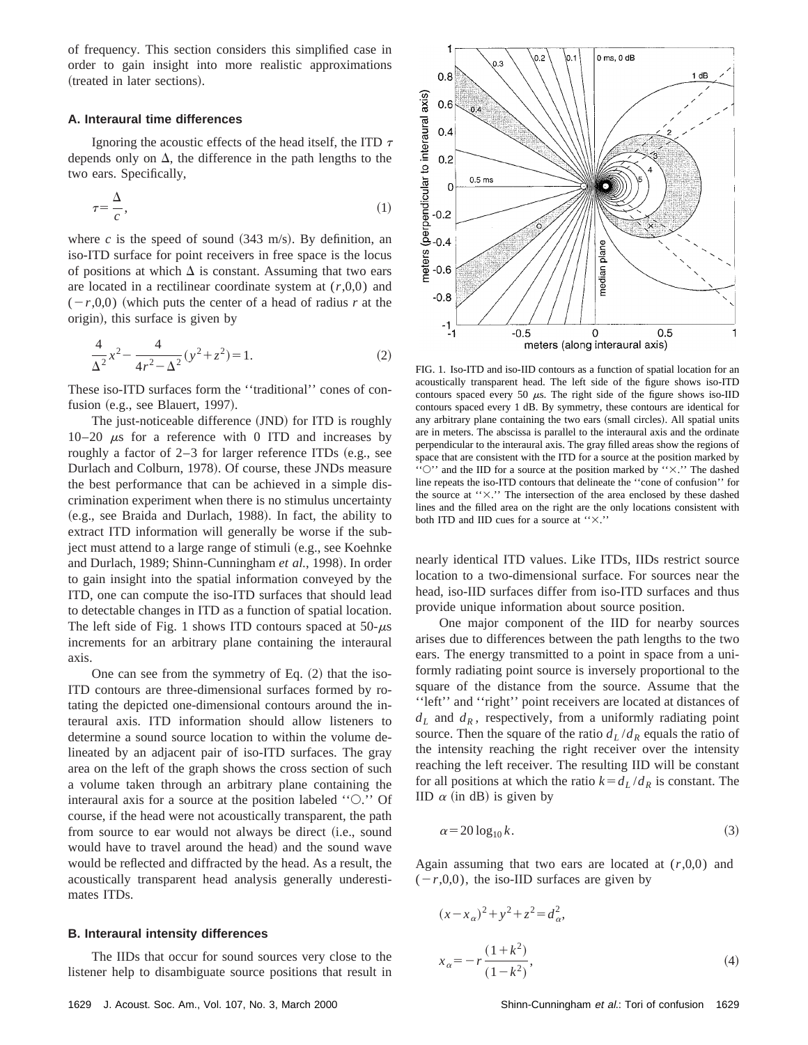of frequency. This section considers this simplified case in order to gain insight into more realistic approximations (treated in later sections).

### A. Interaural time differences

Ignoring the acoustic effects of the head itself, the ITD $\tau$ depends only on $\Delta$, the difference in the path lengths to the two ears. Specifically,

$$\tau = \frac{\Delta}{c}, \tag{1}$$

where $c$ is the speed of sound (343 m/s). By definition, an iso-ITD surface for point receivers in free space is the locus of positions at which $\Delta$ is constant. Assuming that two ears are located in a rectilinear coordinate system at $(r,0,0)$ and $(-r,0,0)$ (which puts the center of a head of radius $r$ at the origin), this surface is given by

$$\frac{4}{\Delta^2}x^2 - \frac{4}{4r^2-\Delta^2}(y^2+z^2)=1. \tag{2}$$

These iso-ITD surfaces form the ''traditional'' cones of confusion (e.g., see Blauert, 1997).

The just-noticeable difference (JND) for ITD is roughly 10–20 $\mu$s for a reference with 0 ITD and increases by roughly a factor of 2–3 for larger reference ITDs (e.g., see Durlach and Colburn, 1978). Of course, these JNDs measure the best performance that can be achieved in a simple discrimination experiment when there is no stimulus uncertainty (e.g., see Braida and Durlach, 1988). In fact, the ability to extract ITD information will generally be worse if the subject must attend to a large range of stimuli (e.g., see Koehnke and Durlach, 1989; Shinn-Cunningham *et al.*, 1998). In order to gain insight into the spatial information conveyed by the ITD, one can compute the iso-ITD surfaces that should lead to detectable changes in ITD as a function of spatial location. The left side of Fig. 1 shows ITD contours spaced at 50-$\mu$s increments for an arbitrary plane containing the interaural axis.

One can see from the symmetry of Eq. (2) that the iso-ITD contours are three-dimensional surfaces formed by rotating the depicted one-dimensional contours around the interaural axis. ITD information should allow listeners to determine a sound source location to within the volume delineated by an adjacent pair of iso-ITD surfaces. The gray area on the left of the graph shows the cross section of such a volume taken through an arbitrary plane containing the interaural axis for a source at the position labeled ''○.'' Of course, if the head were not acoustically transparent, the path from source to ear would not always be direct (i.e., sound would have to travel around the head) and the sound wave would be reflected and diffracted by the head. As a result, the acoustically transparent head analysis generally underestimates ITDs.

### B. Interaural intensity differences

The IIDs that occur for sound sources very close to the listener help to disambiguate source positions that result in nearly identical ITD values. Like ITDs, IIDs restrict source location to a two-dimensional surface. For sources near the head, iso-IID surfaces differ from iso-ITD surfaces and thus provide unique information about source position.

FIG. 1. Iso-ITD and iso-IID contours as a function of spatial location for an acoustically transparent head. The left side of the figure shows iso-ITD contours spaced every 50 $\mu$s. The right side of the figure shows iso-IID contours spaced every 1 dB. By symmetry, these contours are identical for any arbitrary plane containing the two ears (small circles). All spatial units are in meters. The abscissa is parallel to the interaural axis and the ordinate perpendicular to the interaural axis. The gray filled areas show the regions of space that are consistent with the ITD for a source at the position marked by ''○'' and the IID for a source at the position marked by ''×.'' The dashed line repeats the iso-ITD contours that delineate the ''cone of confusion'' for the source at ''×.'' The intersection of the area enclosed by these dashed lines and the filled area on the right are the only locations consistent with both ITD and IID cues for a source at ''×.''

One major component of the IID for nearby sources arises due to differences between the path lengths to the two ears. The energy transmitted to a point in space from a uniformly radiating point source is inversely proportional to the square of the distance from the source. Assume that the ''left'' and ''right'' point receivers are located at distances of $d_L$ and $d_R$, respectively, from a uniformly radiating point source. Then the square of the ratio $d_L/d_R$ equals the ratio of the intensity reaching the right receiver over the intensity reaching the left receiver. The resulting IID will be constant for all positions at which the ratio $k=d_L/d_R$ is constant. The IID $\alpha$ (in dB) is given by

$$\alpha = 20\log_{10} k. \tag{3}$$

Again assuming that two ears are located at $(r,0,0)$ and $(-r,0,0)$, the iso-IID surfaces are given by

$$(x-x_\alpha)^2+y^2+z^2=d_\alpha^2,$$

$$x_\alpha = -r\frac{(1+k^2)}{(1-k^2)}, \tag{4}$$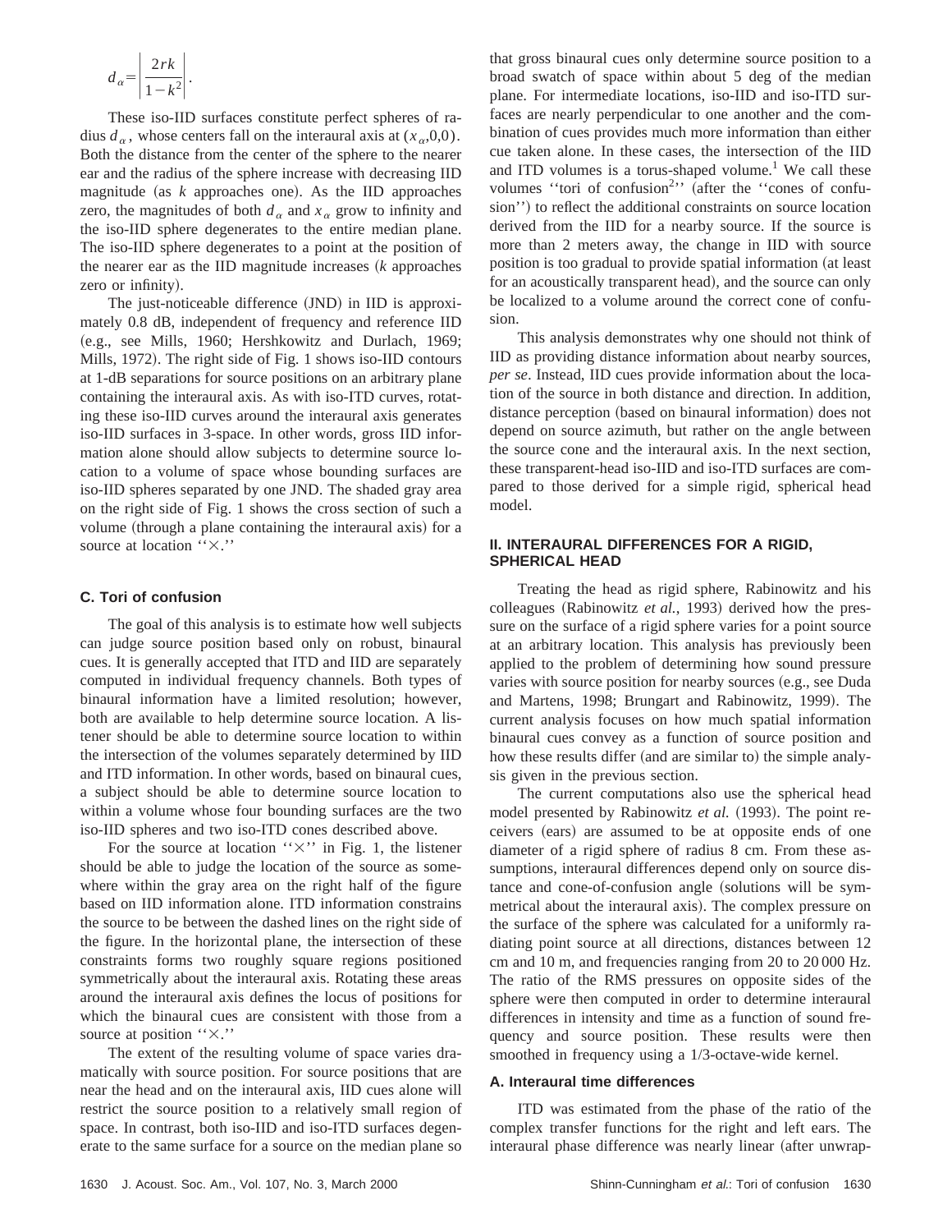$$d_\alpha = \left| \frac{2rk}{1-k^2} \right|.$$

These iso-IID surfaces constitute perfect spheres of radius $d_\alpha$, whose centers fall on the interaural axis at $(x_\alpha,0,0)$. Both the distance from the center of the sphere to the nearer ear and the radius of the sphere increase with decreasing IID magnitude (as $k$ approaches one). As the IID approaches zero, the magnitudes of both $d_\alpha$ and $x_\alpha$ grow to infinity and the iso-IID sphere degenerates to the entire median plane. The iso-IID sphere degenerates to a point at the position of the nearer ear as the IID magnitude increases ($k$ approaches zero or infinity).

The just-noticeable difference (JND) in IID is approximately 0.8 dB, independent of frequency and reference IID (e.g., see Mills, 1960; Hershkowitz and Durlach, 1969; Mills, 1972). The right side of Fig. 1 shows iso-IID contours at 1-dB separations for source positions on an arbitrary plane containing the interaural axis. As with iso-ITD curves, rotating these iso-IID curves around the interaural axis generates iso-IID surfaces in 3-space. In other words, gross IID information alone should allow subjects to determine source location to a volume of space whose bounding surfaces are iso-IID spheres separated by one JND. The shaded gray area on the right side of Fig. 1 shows the cross section of such a volume (through a plane containing the interaural axis) for a source at location ''×.''

### C. Tori of confusion

The goal of this analysis is to estimate how well subjects can judge source position based only on robust, binaural cues. It is generally accepted that ITD and IID are separately computed in individual frequency channels. Both types of binaural information have a limited resolution; however, both are available to help determine source location. A listener should be able to determine source location to within the intersection of the volumes separately determined by IID and ITD information. In other words, based on binaural cues, a subject should be able to determine source location to within a volume whose four bounding surfaces are the two iso-IID spheres and two iso-ITD cones described above.

For the source at location ''×'' in Fig. 1, the listener should be able to judge the location of the source as somewhere within the gray area on the right half of the figure based on IID information alone. ITD information constrains the source to be between the dashed lines on the right side of the figure. In the horizontal plane, the intersection of these constraints forms two roughly square regions positioned symmetrically about the interaural axis. Rotating these areas around the interaural axis defines the locus of positions for which the binaural cues are consistent with those from a source at position ''×.''

The extent of the resulting volume of space varies dramatically with source position. For source positions that are near the head and on the interaural axis, IID cues alone will restrict the source position to a relatively small region of space. In contrast, both iso-IID and iso-ITD surfaces degenerate to the same surface for a source on the median plane so that gross binaural cues only determine source position to a broad swatch of space within about 5 deg of the median plane. For intermediate locations, iso-IID and iso-ITD surfaces are nearly perpendicular to one another and the combination of cues provides much more information than either cue taken alone. In these cases, the intersection of the IID and ITD volumes is a torus-shaped volume.[1] We call these volumes ''tori of confusion[2]'' (after the ''cones of confusion'') to reflect the additional constraints on source location derived from the IID for a nearby source. If the source is more than 2 meters away, the change in IID with source position is too gradual to provide spatial information (at least for an acoustically transparent head), and the source can only be localized to a volume around the correct cone of confusion.

This analysis demonstrates why one should not think of IID as providing distance information about nearby sources, *per se*. Instead, IID cues provide information about the location of the source in both distance and direction. In addition, distance perception (based on binaural information) does not depend on source azimuth, but rather on the angle between the source cone and the interaural axis. In the next section, these transparent-head iso-IID and iso-ITD surfaces are compared to those derived for a simple rigid, spherical head model.

## II. INTERAURAL DIFFERENCES FOR A RIGID, SPHERICAL HEAD

Treating the head as rigid sphere, Rabinowitz and his colleagues (Rabinowitz *et al.*, 1993) derived how the pressure on the surface of a rigid sphere varies for a point source at an arbitrary location. This analysis has previously been applied to the problem of determining how sound pressure varies with source position for nearby sources (e.g., see Duda and Martens, 1998; Brungart and Rabinowitz, 1999). The current analysis focuses on how much spatial information binaural cues convey as a function of source position and how these results differ (and are similar to) the simple analysis given in the previous section.

The current computations also use the spherical head model presented by Rabinowitz *et al.* (1993). The point receivers (ears) are assumed to be at opposite ends of one diameter of a rigid sphere of radius 8 cm. From these assumptions, interaural differences depend only on source distance and cone-of-confusion angle (solutions will be symmetrical about the interaural axis). The complex pressure on the surface of the sphere was calculated for a uniformly radiating point source at all directions, distances between 12 cm and 10 m, and frequencies ranging from 20 to 20 000 Hz. The ratio of the RMS pressures on opposite sides of the sphere were then computed in order to determine interaural differences in intensity and time as a function of sound frequency and source position. These results were then smoothed in frequency using a 1/3-octave-wide kernel.

### A. Interaural time differences

ITD was estimated from the phase of the ratio of the complex transfer functions for the right and left ears. The interaural phase difference was nearly linear (after unwrap-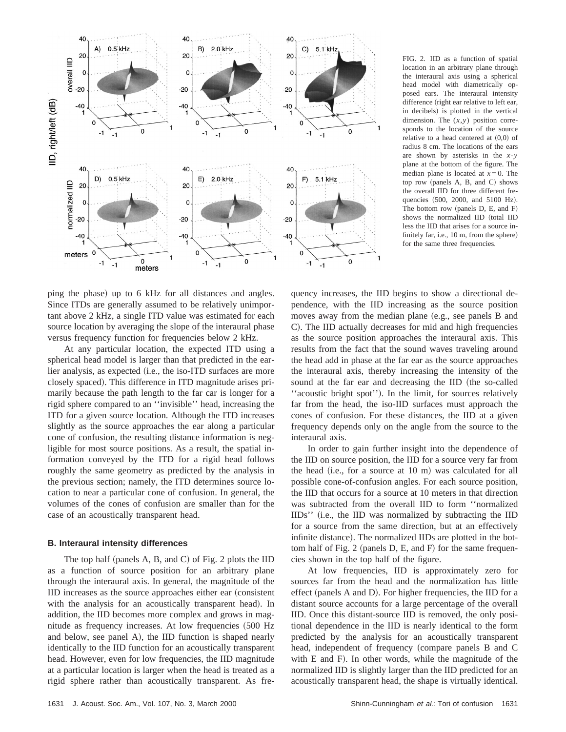FIG. 2. IID as a function of spatial location in an arbitrary plane through the interaural axis using a spherical head model with diametrically opposed ears. The interaural intensity difference (right ear relative to left ear, in decibels) is plotted in the vertical dimension. The $(x,y)$ position corresponds to the location of the source relative to a head centered at (0,0) of radius 8 cm. The locations of the ears are shown by asterisks in the $x$-$y$ plane at the bottom of the figure. The median plane is located at $x=0$. The top row (panels A, B, and C) shows the overall IID for three different frequencies (500, 2000, and 5100 Hz). The bottom row (panels D, E, and F) shows the normalized IID (total IID less the IID that arises for a source infinitely far, i.e., 10 m, from the sphere) for the same three frequencies.

ping the phase) up to 6 kHz for all distances and angles. Since ITDs are generally assumed to be relatively unimportant above 2 kHz, a single ITD value was estimated for each source location by averaging the slope of the interaural phase versus frequency function for frequencies below 2 kHz.

At any particular location, the expected ITD using a spherical head model is larger than that predicted in the earlier analysis, as expected (i.e., the iso-ITD surfaces are more closely spaced). This difference in ITD magnitude arises primarily because the path length to the far car is longer for a rigid sphere compared to an ''invisible'' head, increasing the ITD for a given source location. Although the ITD increases slightly as the source approaches the ear along a particular cone of confusion, the resulting distance information is negligible for most source positions. As a result, the spatial information conveyed by the ITD for a rigid head follows roughly the same geometry as predicted by the analysis in the previous section; namely, the ITD determines source location to near a particular cone of confusion. In general, the volumes of the cones of confusion are smaller than for the case of an acoustically transparent head.

### B. Interaural intensity differences

The top half (panels A, B, and C) of Fig. 2 plots the IID as a function of source position for an arbitrary plane through the interaural axis. In general, the magnitude of the IID increases as the source approaches either ear (consistent with the analysis for an acoustically transparent head). In addition, the IID becomes more complex and grows in magnitude as frequency increases. At low frequencies (500 Hz and below, see panel A), the IID function is shaped nearly identically to the IID function for an acoustically transparent head. However, even for low frequencies, the IID magnitude at a particular location is larger when the head is treated as a rigid sphere rather than acoustically transparent. As frequency increases, the IID begins to show a directional dependence, with the IID increasing as the source position moves away from the median plane (e.g., see panels B and C). The IID actually decreases for mid and high frequencies as the source position approaches the interaural axis. This results from the fact that the sound waves traveling around the head add in phase at the far ear as the source approaches the interaural axis, thereby increasing the intensity of the sound at the far ear and decreasing the IID (the so-called ''acoustic bright spot''). In the limit, for sources relatively far from the head, the iso-IID surfaces must approach the cones of confusion. For these distances, the IID at a given frequency depends only on the angle from the source to the interaural axis.

In order to gain further insight into the dependence of the IID on source position, the IID for a source very far from the head (i.e., for a source at 10 m) was calculated for all possible cone-of-confusion angles. For each source position, the IID that occurs for a source at 10 meters in that direction was subtracted from the overall IID to form ''normalized IIDs'' (i.e., the IID was normalized by subtracting the IID for a source from the same direction, but at an effectively infinite distance). The normalized IIDs are plotted in the bottom half of Fig. 2 (panels D, E, and F) for the same frequencies shown in the top half of the figure.

At low frequencies, IID is approximately zero for sources far from the head and the normalization has little effect (panels A and D). For higher frequencies, the IID for a distant source accounts for a large percentage of the overall IID. Once this distant-source IID is removed, the only positional dependence in the IID is nearly identical to the form predicted by the analysis for an acoustically transparent head, independent of frequency (compare panels B and C with E and F). In other words, while the magnitude of the normalized IID is slightly larger than the IID predicted for an acoustically transparent head, the shape is virtually identical.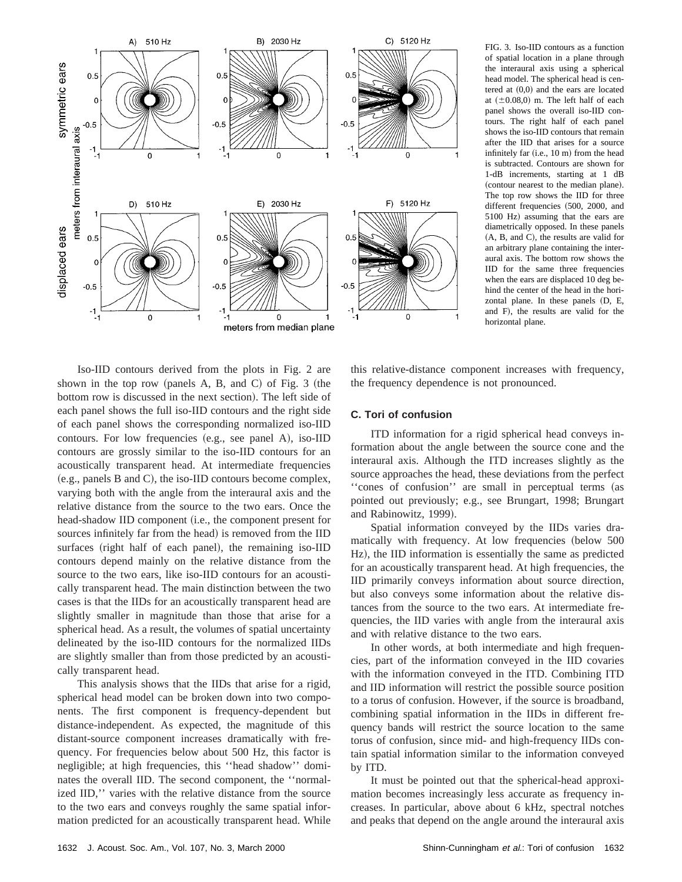FIG. 3. Iso-IID contours as a function of spatial location in a plane through the interaural axis using a spherical head model. The spherical head is centered at (0,0) and the ears are located at (±0.08,0) m. The left half of each panel shows the overall iso-IID contours. The right half of each panel shows the iso-IID contours that remain after the IID that arises for a source infinitely far (i.e., 10 m) from the head is subtracted. Contours are shown for 1-dB increments, starting at 1 dB (contour nearest to the median plane). The top row shows the IID for three different frequencies (500, 2000, and 5100 Hz) assuming that the ears are diametrically opposed. In these panels (A, B, and C), the results are valid for an arbitrary plane containing the interaural axis. The bottom row shows the IID for the same three frequencies when the ears are displaced 10 deg behind the center of the head in the horizontal plane. In these panels (D, E, and F), the results are valid for the horizontal plane.

Iso-IID contours derived from the plots in Fig. 2 are shown in the top row (panels A, B, and C) of Fig. 3 (the bottom row is discussed in the next section). The left side of each panel shows the full iso-IID contours and the right side of each panel shows the corresponding normalized iso-IID contours. For low frequencies (e.g., see panel A), iso-IID contours are grossly similar to the iso-IID contours for an acoustically transparent head. At intermediate frequencies (e.g., panels B and C), the iso-IID contours become complex, varying both with the angle from the interaural axis and the relative distance from the source to the two ears. Once the head-shadow IID component (i.e., the component present for sources infinitely far from the head) is removed from the IID surfaces (right half of each panel), the remaining iso-IID contours depend mainly on the relative distance from the source to the two ears, like iso-IID contours for an acoustically transparent head. The main distinction between the two cases is that the IIDs for an acoustically transparent head are slightly smaller in magnitude than those that arise for a spherical head. As a result, the volumes of spatial uncertainty delineated by the iso-IID contours for the normalized IIDs are slightly smaller than from those predicted by an acoustically transparent head.

This analysis shows that the IIDs that arise for a rigid, spherical head model can be broken down into two components. The first component is frequency-dependent but distance-independent. As expected, the magnitude of this distant-source component increases dramatically with frequency. For frequencies below about 500 Hz, this factor is negligible; at high frequencies, this ''head shadow'' dominates the overall IID. The second component, the ''normalized IID,'' varies with the relative distance from the source to the two ears and conveys roughly the same spatial information predicted for an acoustically transparent head. While this relative-distance component increases with frequency, the frequency dependence is not pronounced.

### C. Tori of confusion

ITD information for a rigid spherical head conveys information about the angle between the source cone and the interaural axis. Although the ITD increases slightly as the source approaches the head, these deviations from the perfect ''cones of confusion'' are small in perceptual terms (as pointed out previously; e.g., see Brungart, 1998; Brungart and Rabinowitz, 1999).

Spatial information conveyed by the IIDs varies dramatically with frequency. At low frequencies (below 500 Hz), the IID information is essentially the same as predicted for an acoustically transparent head. At high frequencies, the IID primarily conveys information about source direction, but also conveys some information about the relative distances from the source to the two ears. At intermediate frequencies, the IID varies with angle from the interaural axis and with relative distance to the two ears.

In other words, at both intermediate and high frequencies, part of the information conveyed in the IID covaries with the information conveyed in the ITD. Combining ITD and IID information will restrict the possible source position to a torus of confusion. However, if the source is broadband, combining spatial information in the IIDs in different frequency bands will restrict the source location to the same torus of confusion, since mid- and high-frequency IIDs contain spatial information similar to the information conveyed by ITD.

It must be pointed out that the spherical-head approximation becomes increasingly less accurate as frequency increases. In particular, above about 6 kHz, spectral notches and peaks that depend on the angle around the interaural axis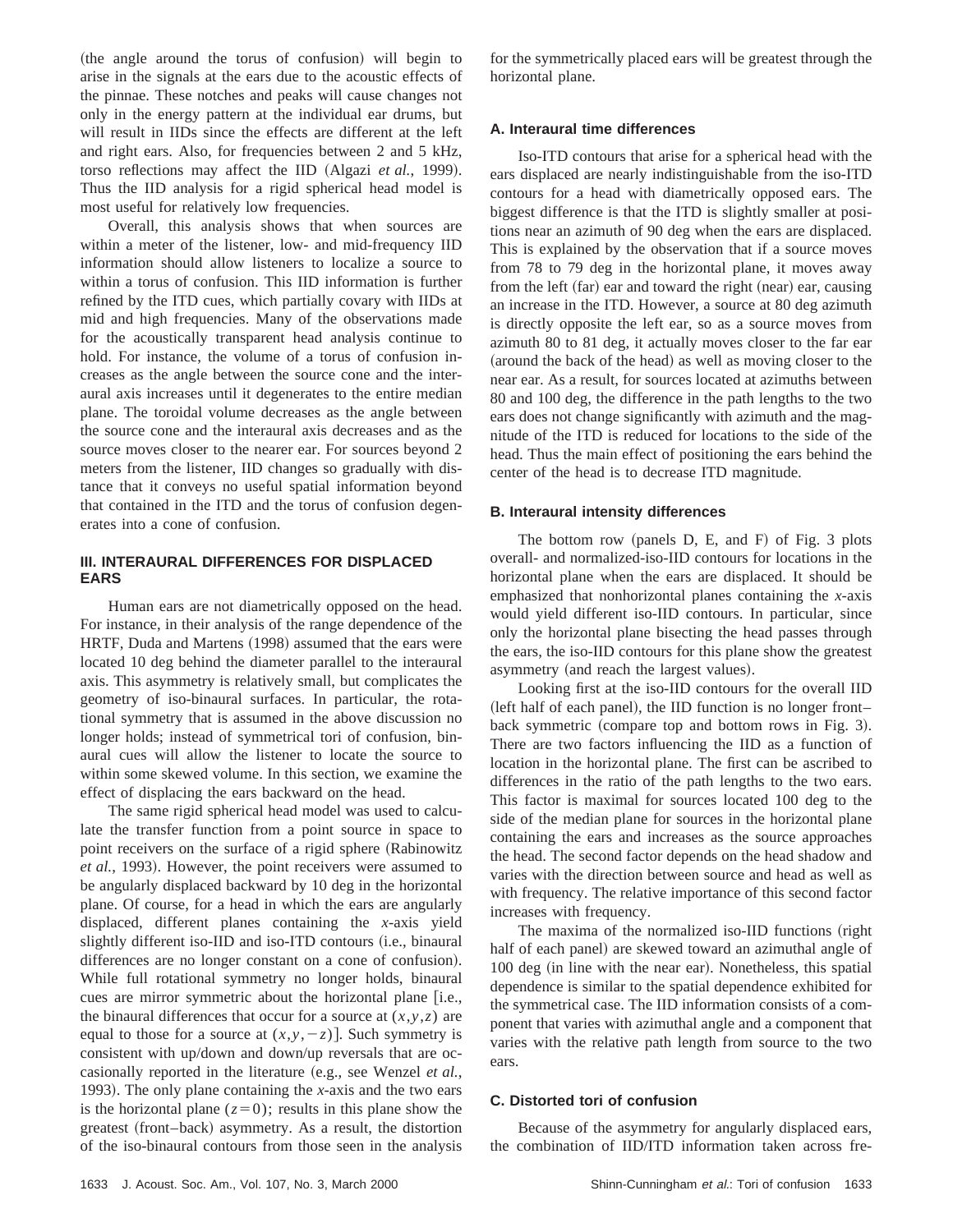(the angle around the torus of confusion) will begin to arise in the signals at the ears due to the acoustic effects of the pinnae. These notches and peaks will cause changes not only in the energy pattern at the individual ear drums, but will result in IIDs since the effects are different at the left and right ears. Also, for frequencies between 2 and 5 kHz, torso reflections may affect the IID (Algazi *et al.*, 1999). Thus the IID analysis for a rigid spherical head model is most useful for relatively low frequencies.

Overall, this analysis shows that when sources are within a meter of the listener, low- and mid-frequency IID information should allow listeners to localize a source to within a torus of confusion. This IID information is further refined by the ITD cues, which partially covary with IIDs at mid and high frequencies. Many of the observations made for the acoustically transparent head analysis continue to hold. For instance, the volume of a torus of confusion increases as the angle between the source cone and the interaural axis increases until it degenerates to the entire median plane. The toroidal volume decreases as the angle between the source cone and the interaural axis decreases and as the source moves closer to the nearer ear. For sources beyond 2 meters from the listener, IID changes so gradually with distance that it conveys no useful spatial information beyond that contained in the ITD and the torus of confusion degenerates into a cone of confusion.

## III. INTERAURAL DIFFERENCES FOR DISPLACED EARS

Human ears are not diametrically opposed on the head. For instance, in their analysis of the range dependence of the HRTF, Duda and Martens (1998) assumed that the ears were located 10 deg behind the diameter parallel to the interaural axis. This asymmetry is relatively small, but complicates the geometry of iso-binaural surfaces. In particular, the rotational symmetry that is assumed in the above discussion no longer holds; instead of symmetrical tori of confusion, binaural cues will allow the listener to locate the source to within some skewed volume. In this section, we examine the effect of displacing the ears backward on the head.

The same rigid spherical head model was used to calculate the transfer function from a point source in space to point receivers on the surface of a rigid sphere (Rabinowitz *et al.*, 1993). However, the point receivers were assumed to be angularly displaced backward by 10 deg in the horizontal plane. Of course, for a head in which the ears are angularly displaced, different planes containing the $x$-axis yield slightly different iso-IID and iso-ITD contours (i.e., binaural differences are no longer constant on a cone of confusion). While full rotational symmetry no longer holds, binaural cues are mirror symmetric about the horizontal plane [i.e., the binaural differences that occur for a source at $(x,y,z)$ are equal to those for a source at $(x,y,-z)$]. Such symmetry is consistent with up/down and down/up reversals that are occasionally reported in the literature (e.g., see Wenzel *et al.*, 1993). The only plane containing the $x$-axis and the two ears is the horizontal plane $(z=0)$; results in this plane show the greatest (front–back) asymmetry. As a result, the distortion of the iso-binaural contours from those seen in the analysis for the symmetrically placed ears will be greatest through the horizontal plane.

### A. Interaural time differences

Iso-ITD contours that arise for a spherical head with the ears displaced are nearly indistinguishable from the iso-ITD contours for a head with diametrically opposed ears. The biggest difference is that the ITD is slightly smaller at positions near an azimuth of 90 deg when the ears are displaced. This is explained by the observation that if a source moves from 78 to 79 deg in the horizontal plane, it moves away from the left (far) ear and toward the right (near) ear, causing an increase in the ITD. However, a source at 80 deg azimuth is directly opposite the left ear, so as a source moves from azimuth 80 to 81 deg, it actually moves closer to the far ear (around the back of the head) as well as moving closer to the near ear. As a result, for sources located at azimuths between 80 and 100 deg, the difference in the path lengths to the two ears does not change significantly with azimuth and the magnitude of the ITD is reduced for locations to the side of the head. Thus the main effect of positioning the ears behind the center of the head is to decrease ITD magnitude.

### B. Interaural intensity differences

The bottom row (panels D, E, and F) of Fig. 3 plots overall- and normalized-iso-IID contours for locations in the horizontal plane when the ears are displaced. It should be emphasized that nonhorizontal planes containing the $x$-axis would yield different iso-IID contours. In particular, since only the horizontal plane bisecting the head passes through the ears, the iso-IID contours for this plane show the greatest asymmetry (and reach the largest values).

Looking first at the iso-IID contours for the overall IID (left half of each panel), the IID function is no longer front–back symmetric (compare top and bottom rows in Fig. 3). There are two factors influencing the IID as a function of location in the horizontal plane. The first can be ascribed to differences in the ratio of the path lengths to the two ears. This factor is maximal for sources located 100 deg to the side of the median plane for sources in the horizontal plane containing the ears and increases as the source approaches the head. The second factor depends on the head shadow and varies with the direction between source and head as well as with frequency. The relative importance of this second factor increases with frequency.

The maxima of the normalized iso-IID functions (right half of each panel) are skewed toward an azimuthal angle of 100 deg (in line with the near ear). Nonetheless, this spatial dependence is similar to the spatial dependence exhibited for the symmetrical case. The IID information consists of a component that varies with azimuthal angle and a component that varies with the relative path length from source to the two ears.

### C. Distorted tori of confusion

Because of the asymmetry for angularly displaced ears, the combination of IID/ITD information taken across fre-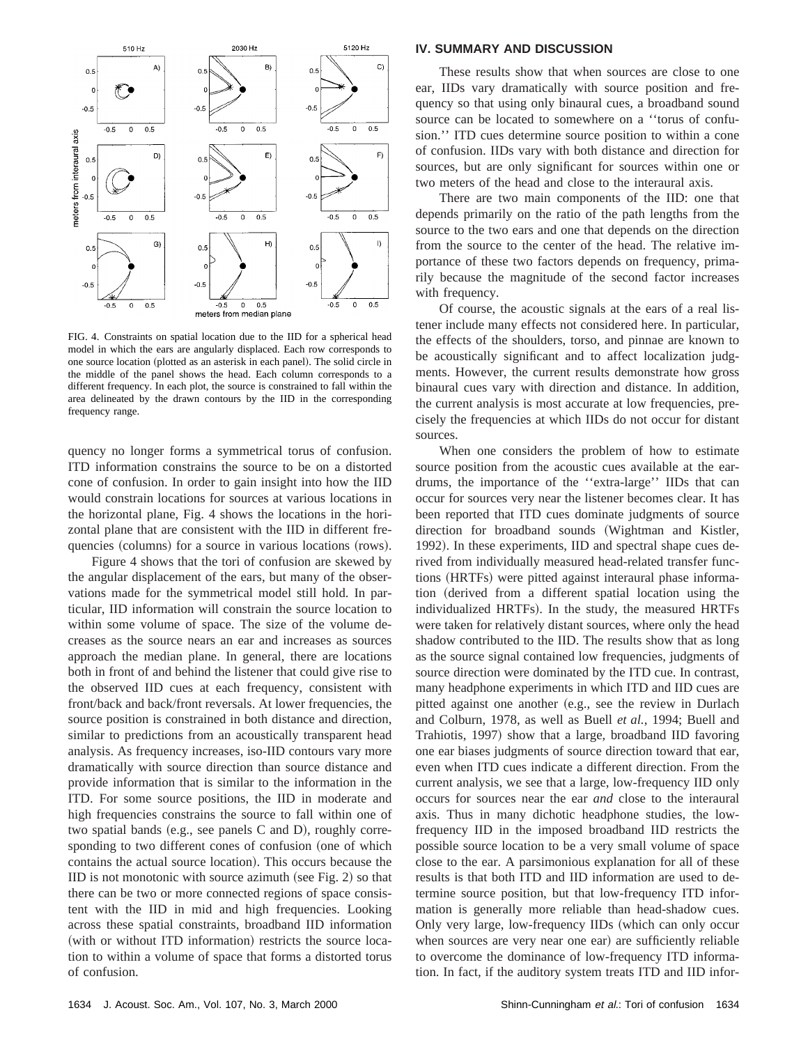510 Hz

2030 Hz

5120 Hz

A)

B)

C)

D)

E)

F)

G)

H)

I)

meters from interaural axis

meters from median plane

0.5

0

-0.5

FIG. 4. Constraints on spatial location due to the IID for a spherical head model in which the ears are angularly displaced. Each row corresponds to one source location (plotted as an asterisk in each panel). The solid circle in the middle of the panel shows the head. Each column corresponds to a different frequency. In each plot, the source is constrained to fall within the area delineated by the drawn contours by the IID in the corresponding frequency range.

quency no longer forms a symmetrical torus of confusion. ITD information constrains the source to be on a distorted cone of confusion. In order to gain insight into how the IID would constrain locations for sources at various locations in the horizontal plane, Fig. 4 shows the locations in the horizontal plane that are consistent with the IID in different frequencies (columns) for a source in various locations (rows).

Figure 4 shows that the tori of confusion are skewed by the angular displacement of the ears, but many of the observations made for the symmetrical model still hold. In particular, IID information will constrain the source location to within some volume of space. The size of the volume decreases as the source nears an ear and increases as sources approach the median plane. In general, there are locations both in front of and behind the listener that could give rise to the observed IID cues at each frequency, consistent with front/back and back/front reversals. At lower frequencies, the source position is constrained in both distance and direction, similar to predictions from an acoustically transparent head analysis. As frequency increases, iso-IID contours vary more dramatically with source direction than source distance and provide information that is similar to the information in the ITD. For some source positions, the IID in moderate and high frequencies constrains the source to fall within one of two spatial bands (e.g., see panels C and D), roughly corresponding to two different cones of confusion (one of which contains the actual source location). This occurs because the IID is not monotonic with source azimuth (see Fig. 2) so that there can be two or more connected regions of space consistent with the IID in mid and high frequencies. Looking across these spatial constraints, broadband IID information (with or without ITD information) restricts the source location to within a volume of space that forms a distorted torus of confusion.

## IV. SUMMARY AND DISCUSSION

These results show that when sources are close to one ear, IIDs vary dramatically with source position and frequency so that using only binaural cues, a broadband sound source can be located to somewhere on a ''torus of confusion.'' ITD cues determine source position to within a cone of confusion. IIDs vary with both distance and direction for sources, but are only significant for sources within one or two meters of the head and close to the interaural axis.

There are two main components of the IID: one that depends primarily on the ratio of the path lengths from the source to the two ears and one that depends on the direction from the source to the center of the head. The relative importance of these two factors depends on frequency, primarily because the magnitude of the second factor increases with frequency.

Of course, the acoustic signals at the ears of a real listener include many effects not considered here. In particular, the effects of the shoulders, torso, and pinnae are known to be acoustically significant and to affect localization judgments. However, the current results demonstrate how gross binaural cues vary with direction and distance. In addition, the current analysis is most accurate at low frequencies, precisely the frequencies at which IIDs do not occur for distant sources.

When one considers the problem of how to estimate source position from the acoustic cues available at the eardrums, the importance of the ''extra-large'' IIDs that can occur for sources very near the listener becomes clear. It has been reported that ITD cues dominate judgments of source direction for broadband sounds (Wightman and Kistler, 1992). In these experiments, IID and spectral shape cues derived from individually measured head-related transfer functions (HRTFs) were pitted against interaural phase information (derived from a different spatial location using the individualized HRTFs). In the study, the measured HRTFs were taken for relatively distant sources, where only the head shadow contributed to the IID. The results show that as long as the source signal contained low frequencies, judgments of source direction were dominated by the ITD cue. In contrast, many headphone experiments in which ITD and IID cues are pitted against one another (e.g., see the review in Durlach and Colburn, 1978, as well as Buell *et al.*, 1994; Buell and Trahiotis, 1997) show that a large, broadband IID favoring one ear biases judgments of source direction toward that ear, even when ITD cues indicate a different direction. From the current analysis, we see that a large, low-frequency IID only occurs for sources near the ear *and* close to the interaural axis. Thus in many dichotic headphone studies, the low-frequency IID in the imposed broadband IID restricts the possible source location to be a very small volume of space close to the ear. A parsimonious explanation for all of these results is that both ITD and IID information are used to determine source position, but that low-frequency ITD information is generally more reliable than head-shadow cues. Only very large, low-frequency IIDs (which can only occur when sources are very near one ear) are sufficiently reliable to overcome the dominance of low-frequency ITD information. In fact, if the auditory system treats ITD and IID infor-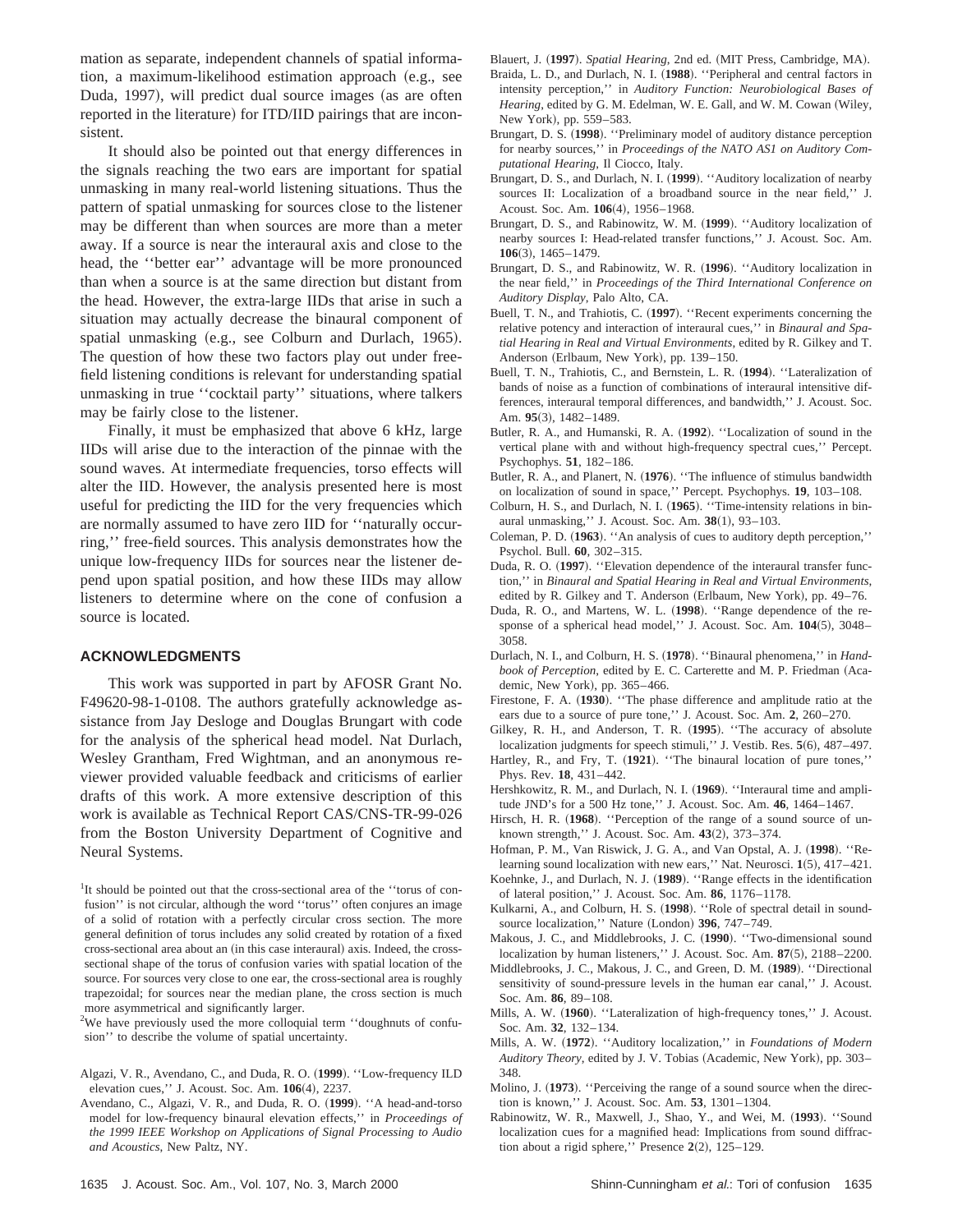mation as separate, independent channels of spatial information, a maximum-likelihood estimation approach (e.g., see Duda, 1997), will predict dual source images (as are often reported in the literature) for ITD/IID pairings that are inconsistent.

It should also be pointed out that energy differences in the signals reaching the two ears are important for spatial unmasking in many real-world listening situations. Thus the pattern of spatial unmasking for sources close to the listener may be different than when sources are more than a meter away. If a source is near the interaural axis and close to the head, the ''better ear'' advantage will be more pronounced than when a source is at the same direction but distant from the head. However, the extra-large IIDs that arise in such a situation may actually decrease the binaural component of spatial unmasking (e.g., see Colburn and Durlach, 1965). The question of how these two factors play out under free-field listening conditions is relevant for understanding spatial unmasking in true ''cocktail party'' situations, where talkers may be fairly close to the listener.

Finally, it must be emphasized that above 6 kHz, large IIDs will arise due to the interaction of the pinnae with the sound waves. At intermediate frequencies, torso effects will alter the IID. However, the analysis presented here is most useful for predicting the IID for the very frequencies which are normally assumed to have zero IID for ''naturally occurring,'' free-field sources. This analysis demonstrates how the unique low-frequency IIDs for sources near the listener depend upon spatial position, and how these IIDs may allow listeners to determine where on the cone of confusion a source is located.

## ACKNOWLEDGMENTS

This work was supported in part by AFOSR Grant No. F49620-98-1-0108. The authors gratefully acknowledge assistance from Jay Desloge and Douglas Brungart with code for the analysis of the spherical head model. Nat Durlach, Wesley Grantham, Fred Wightman, and an anonymous reviewer provided valuable feedback and criticisms of earlier drafts of this work. A more extensive description of this work is available as Technical Report CAS/CNS-TR-99-026 from the Boston University Department of Cognitive and Neural Systems.

[1]It should be pointed out that the cross-sectional area of the ''torus of confusion'' is not circular, although the word ''torus'' often conjures an image of a solid of rotation with a perfectly circular cross section. The more general definition of torus includes any solid created by rotation of a fixed cross-sectional area about an (in this case interaural) axis. Indeed, the cross-sectional shape of the torus of confusion varies with spatial location of the source. For sources very close to one ear, the cross-sectional area is roughly trapezoidal; for sources near the median plane, the cross section is much more asymmetrical and significantly larger.

[2]We have previously used the more colloquial term ''doughnuts of confusion'' to describe the volume of spatial uncertainty.

Algazi, V. R., Avendano, C., and Duda, R. O. (**1999**). ''Low-frequency ILD elevation cues,'' J. Acoust. Soc. Am. **106**(4), 2237.

Avendano, C., Algazi, V. R., and Duda, R. O. (**1999**). ''A head-and-torso model for low-frequency binaural elevation effects,'' in *Proceedings of the 1999 IEEE Workshop on Applications of Signal Processing to Audio and Acoustics*, New Paltz, NY.

Blauert, J. (**1997**). *Spatial Hearing*, 2nd ed. (MIT Press, Cambridge, MA).

Braida, L. D., and Durlach, N. I. (**1988**). ''Peripheral and central factors in intensity perception,'' in *Auditory Function: Neurobiological Bases of Hearing*, edited by G. M. Edelman, W. E. Gall, and W. M. Cowan (Wiley, New York), pp. 559–583.

Brungart, D. S. (**1998**). ''Preliminary model of auditory distance perception for nearby sources,'' in *Proceedings of the NATO ASI on Auditory Computational Hearing*, Il Ciocco, Italy.

Brungart, D. S., and Durlach, N. I. (**1999**). ''Auditory localization of nearby sources II: Localization of a broadband source in the near field,'' J. Acoust. Soc. Am. **106**(4), 1956–1968.

Brungart, D. S., and Rabinowitz, W. M. (**1999**). ''Auditory localization of nearby sources I: Head-related transfer functions,'' J. Acoust. Soc. Am. **106**(3), 1465–1479.

Brungart, D. S., and Rabinowitz, W. R. (**1996**). ''Auditory localization in the near field,'' in *Proceedings of the Third International Conference on Auditory Display*, Palo Alto, CA.

Buell, T. N., and Trahiotis, C. (**1997**). ''Recent experiments concerning the relative potency and interaction of interaural cues,'' in *Binaural and Spatial Hearing in Real and Virtual Environments*, edited by R. Gilkey and T. Anderson (Erlbaum, New York), pp. 139–150.

Buell, T. N., Trahiotis, C., and Bernstein, L. R. (**1994**). ''Lateralization of bands of noise as a function of combinations of interaural intensitive differences, interaural temporal differences, and bandwidth,'' J. Acoust. Soc. Am. **95**(3), 1482–1489.

Butler, R. A., and Humanski, R. A. (**1992**). ''Localization of sound in the vertical plane with and without high-frequency spectral cues,'' Percept. Psychophys. **51**, 182–186.

Butler, R. A., and Planert, N. (**1976**). ''The influence of stimulus bandwidth on localization of sound in space,'' Percept. Psychophys. **19**, 103–108.

Colburn, H. S., and Durlach, N. I. (**1965**). ''Time-intensity relations in binaural unmasking,'' J. Acoust. Soc. Am. **38**(1), 93–103.

Coleman, P. D. (**1963**). ''An analysis of cues to auditory depth perception,'' Psychol. Bull. **60**, 302–315.

Duda, R. O. (**1997**). ''Elevation dependence of the interaural transfer function,'' in *Binaural and Spatial Hearing in Real and Virtual Environments*, edited by R. Gilkey and T. Anderson (Erlbaum, New York), pp. 49–76.

Duda, R. O., and Martens, W. L. (**1998**). ''Range dependence of the response of a spherical head model,'' J. Acoust. Soc. Am. **104**(5), 3048–3058.

Durlach, N. I., and Colburn, H. S. (**1978**). ''Binaural phenomena,'' in *Handbook of Perception*, edited by E. C. Carterette and M. P. Friedman (Academic, New York), pp. 365–466.

Firestone, F. A. (**1930**). ''The phase difference and amplitude ratio at the ears due to a source of pure tone,'' J. Acoust. Soc. Am. **2**, 260–270.

Gilkey, R. H., and Anderson, T. R. (**1995**). ''The accuracy of absolute localization judgments for speech stimuli,'' J. Vestib. Res. **5**(6), 487–497.

Hartley, R., and Fry, T. (**1921**). ''The binaural location of pure tones,'' Phys. Rev. **18**, 431–442.

Hershkowitz, R. M., and Durlach, N. I. (**1969**). ''Interaural time and amplitude JND's for a 500 Hz tone,'' J. Acoust. Soc. Am. **46**, 1464–1467.

Hirsch, H. R. (**1968**). ''Perception of the range of a sound source of unknown strength,'' J. Acoust. Soc. Am. **43**(2), 373–374.

Hofman, P. M., Van Riswick, J. G. A., and Van Opstal, A. J. (**1998**). ''Relearning sound localization with new ears,'' Nat. Neurosci. **1**(5), 417–421.

Koehnke, J., and Durlach, N. J. (**1989**). ''Range effects in the identification of lateral position,'' J. Acoust. Soc. Am. **86**, 1176–1178.

Kulkarni, A., and Colburn, H. S. (**1998**). ''Role of spectral detail in sound-source localization,'' Nature (London) **396**, 747–749.

Makous, J. C., and Middlebrooks, J. C. (**1990**). ''Two-dimensional sound localization by human listeners,'' J. Acoust. Soc. Am. **87**(5), 2188–2200.

Middlebrooks, J. C., Makous, J. C., and Green, D. M. (**1989**). ''Directional sensitivity of sound-pressure levels in the human ear canal,'' J. Acoust. Soc. Am. **86**, 89–108.

Mills, A. W. (**1960**). ''Lateralization of high-frequency tones,'' J. Acoust. Soc. Am. **32**, 132–134.

Mills, A. W. (**1972**). ''Auditory localization,'' in *Foundations of Modern Auditory Theory*, edited by J. V. Tobias (Academic, New York), pp. 303–348.

Molino, J. (**1973**). ''Perceiving the range of a sound source when the direction is known,'' J. Acoust. Soc. Am. **53**, 1301–1304.

Rabinowitz, W. R., Maxwell, J., Shao, Y., and Wei, M. (**1993**). ''Sound localization cues for a magnified head: Implications from sound diffraction about a rigid sphere,'' Presence **2**(2), 125–129.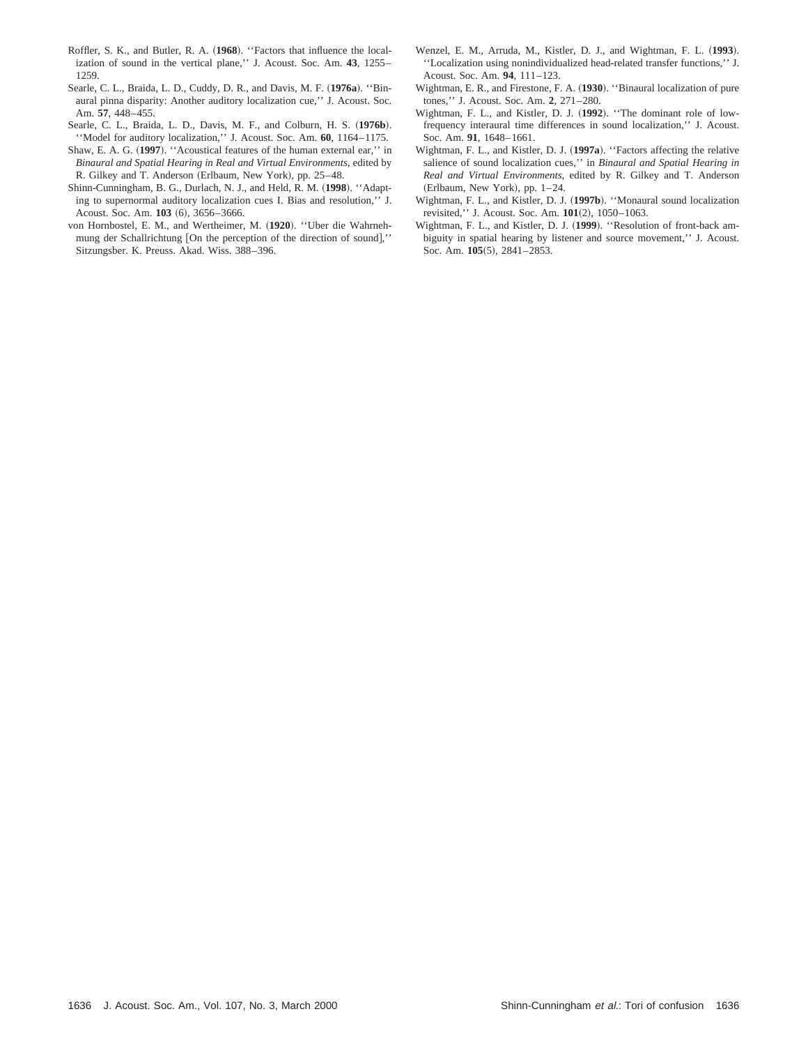Roffler, S. K., and Butler, R. A. (**1968**). ''Factors that influence the localization of sound in the vertical plane,'' J. Acoust. Soc. Am. **43**, 1255–1259.

Searle, C. L., Braida, L. D., Cuddy, D. R., and Davis, M. F. (**1976a**). ''Binaural pinna disparity: Another auditory localization cue,'' J. Acoust. Soc. Am. **57**, 448–455.

Searle, C. L., Braida, L. D., Davis, M. F., and Colburn, H. S. (**1976b**). ''Model for auditory localization,'' J. Acoust. Soc. Am. **60**, 1164–1175.

Shaw, E. A. G. (**1997**). ''Acoustical features of the human external ear,'' in *Binaural and Spatial Hearing in Real and Virtual Environments*, edited by R. Gilkey and T. Anderson (Erlbaum, New York), pp. 25–48.

Shinn-Cunningham, B. G., Durlach, N. J., and Held, R. M. (**1998**). ''Adapting to supernormal auditory localization cues I. Bias and resolution,'' J. Acoust. Soc. Am. **103** (6), 3656–3666.

von Hornbostel, E. M., and Wertheimer, M. (**1920**). ''Uber die Wahrnehmung der Schallrichtung [On the perception of the direction of sound],'' Sitzungsber. K. Preuss. Akad. Wiss. 388–396.

Wenzel, E. M., Arruda, M., Kistler, D. J., and Wightman, F. L. (**1993**). ''Localization using nonindividualized head-related transfer functions,'' J. Acoust. Soc. Am. **94**, 111–123.

Wightman, E. R., and Firestone, F. A. (**1930**). ''Binaural localization of pure tones,'' J. Acoust. Soc. Am. **2**, 271–280.

Wightman, F. L., and Kistler, D. J. (**1992**). ''The dominant role of low-frequency interaural time differences in sound localization,'' J. Acoust. Soc. Am. **91**, 1648–1661.

Wightman, F. L., and Kistler, D. J. (**1997a**). ''Factors affecting the relative salience of sound localization cues,'' in *Binaural and Spatial Hearing in Real and Virtual Environments*, edited by R. Gilkey and T. Anderson (Erlbaum, New York), pp. 1–24.

Wightman, F. L., and Kistler, D. J. (**1997b**). ''Monaural sound localization revisited,'' J. Acoust. Soc. Am. **101**(2), 1050–1063.

Wightman, F. L., and Kistler, D. J. (**1999**). ''Resolution of front-back ambiguity in spatial hearing by listener and source movement,'' J. Acoust. Soc. Am. **105**(5), 2841–2853.